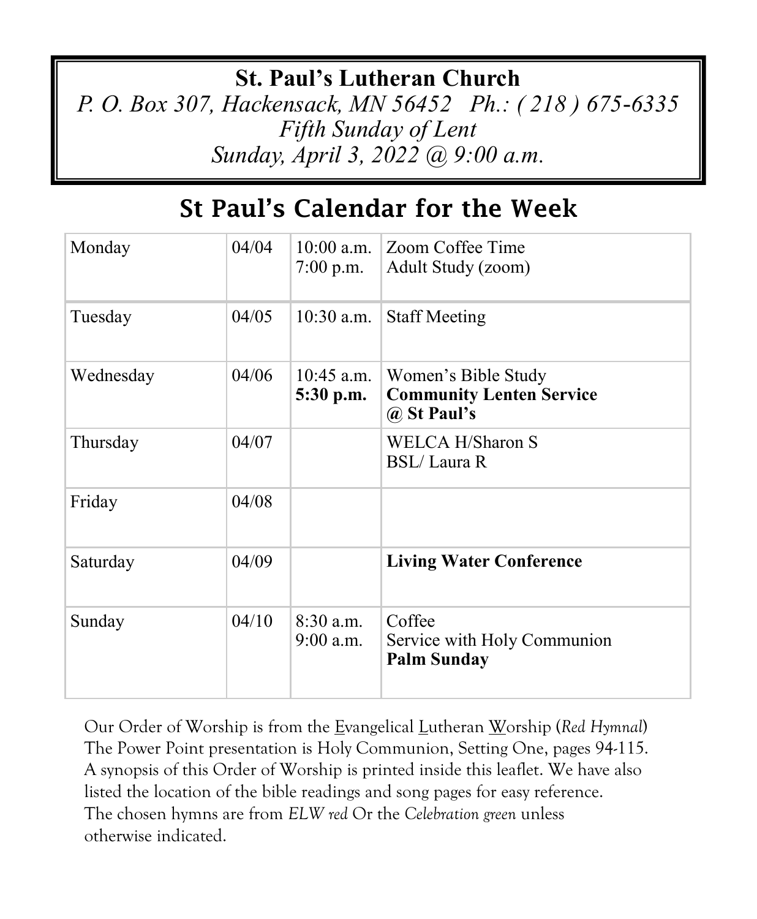# St. Paul's Lutheran Church

*P. O. Box 307, Hackensack, MN 56452   Ph.: ( 218 ) 675-6335*
*Fifth Sunday of Lent*
*Sunday, April 3, 2022 @ 9:00 a.m.*

## St Paul's Calendar for the Week

| | | | |
|---|---|---|---|
| Monday | 04/04 | 10:00 a.m.<br>7:00 p.m. | Zoom Coffee Time<br>Adult Study (zoom) |
| Tuesday | 04/05 | 10:30 a.m. | Staff Meeting |
| Wednesday | 04/06 | 10:45 a.m.<br>**5:30 p.m.** | Women's Bible Study<br>**Community Lenten Service @ St Paul's** |
| Thursday | 04/07 | | WELCA H/Sharon S<br>BSL/ Laura R |
| Friday | 04/08 | | |
| Saturday | 04/09 | | **Living Water Conference** |
| Sunday | 04/10 | 8:30 a.m.<br>9:00 a.m. | Coffee<br>Service with Holy Communion<br>**Palm Sunday** |

Our Order of Worship is from the Evangelical Lutheran Worship (*Red Hymnal*) The Power Point presentation is Holy Communion, Setting One, pages 94-115. A synopsis of this Order of Worship is printed inside this leaflet. We have also listed the location of the bible readings and song pages for easy reference. The chosen hymns are from *ELW red* Or the *Celebration green* unless otherwise indicated.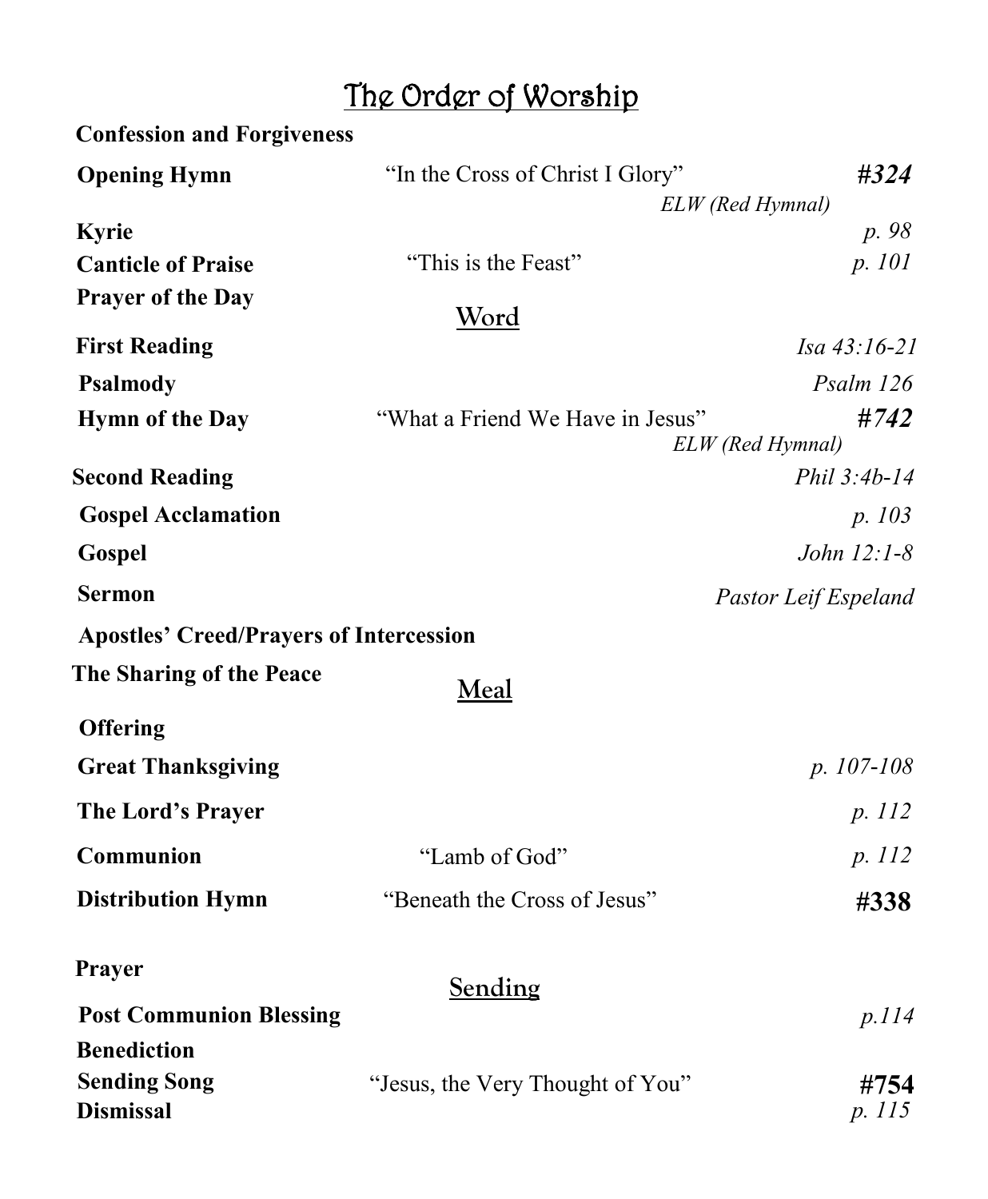# The Order of Worship

**Confession and Forgiveness**

| | | |
|---|---|---|
| **Opening Hymn** | "In the Cross of Christ I Glory" *ELW (Red Hymnal)* | ***#324*** |
| **Kyrie** | | *p. 98* |
| **Canticle of Praise** | "This is the Feast" | *p. 101* |
| **Prayer of the Day** | | |

## Word

| | | |
|---|---|---|
| **First Reading** | | *Isa 43:16-21* |
| **Psalmody** | | *Psalm 126* |
| **Hymn of the Day** | "What a Friend We Have in Jesus" *ELW (Red Hymnal)* | ***#742*** |
| **Second Reading** | | *Phil 3:4b-14* |
| **Gospel Acclamation** | | *p. 103* |
| **Gospel** | | *John 12:1-8* |
| **Sermon** | | *Pastor Leif Espeland* |
| **Apostles' Creed/Prayers of Intercession** | | |
| **The Sharing of the Peace** | | |

## Meal

| | | |
|---|---|---|
| **Offering** | | |
| **Great Thanksgiving** | | *p. 107-108* |
| **The Lord's Prayer** | | *p. 112* |
| **Communion** | "Lamb of God" | *p. 112* |
| **Distribution Hymn** | "Beneath the Cross of Jesus" | **#338** |
| **Prayer** | | |

## Sending

| | | |
|---|---|---|
| **Post Communion Blessing** | | *p.114* |
| **Benediction** | | |
| **Sending Song** | "Jesus, the Very Thought of You" | **#754** |
| **Dismissal** | | *p. 115* |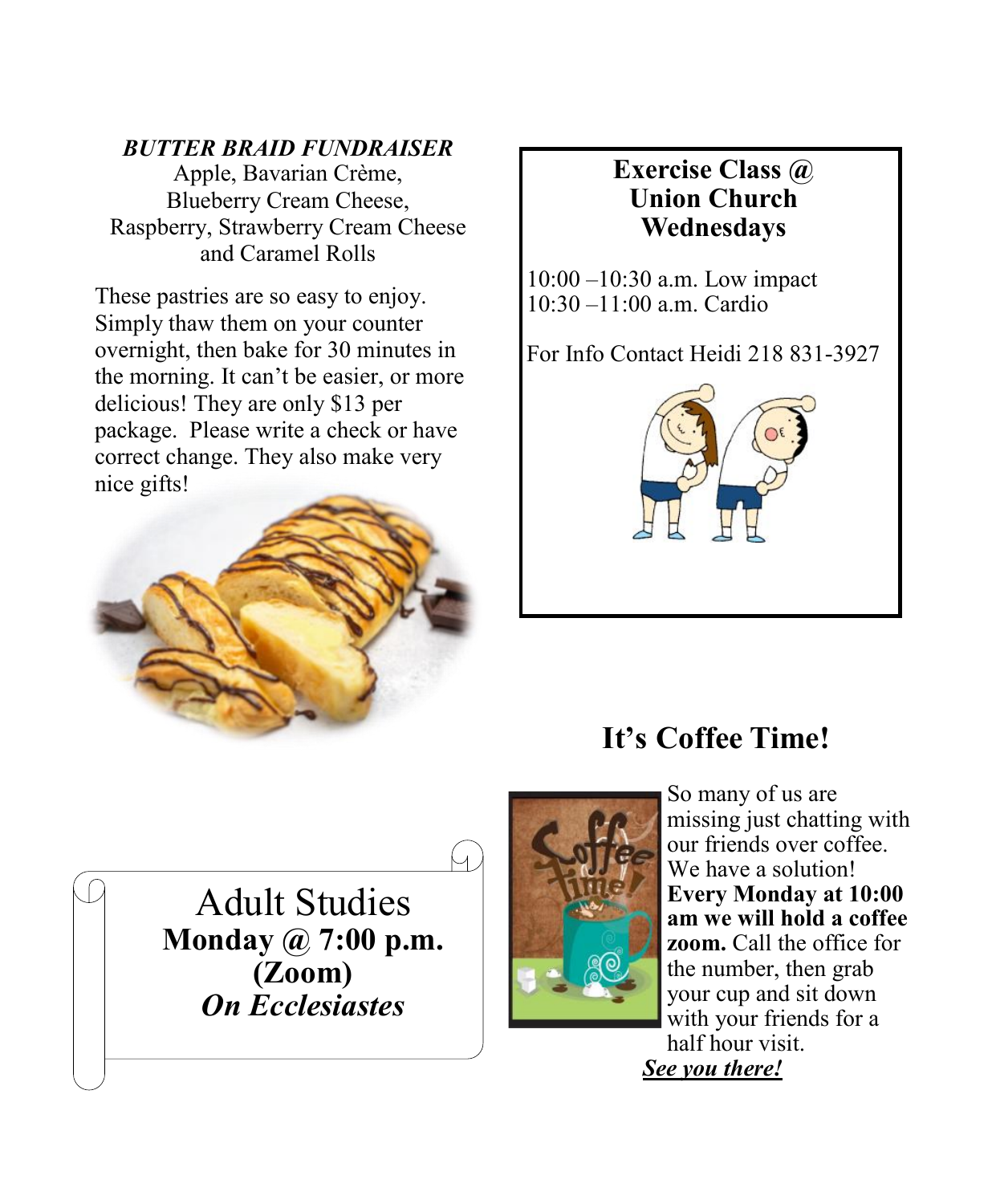### *BUTTER BRAID FUNDRAISER*

Apple, Bavarian Crème,
Blueberry Cream Cheese,
Raspberry, Strawberry Cream Cheese
and Caramel Rolls

These pastries are so easy to enjoy. Simply thaw them on your counter overnight, then bake for 30 minutes in the morning. It can't be easier, or more delicious! They are only $13 per package. Please write a check or have correct change. They also make very nice gifts!

### Exercise Class @ Union Church Wednesdays

10:00 –10:30 a.m. Low impact
10:30 –11:00 a.m. Cardio

For Info Contact Heidi 218 831-3927

## It's Coffee Time!

So many of us are missing just chatting with our friends over coffee. We have a solution! **Every Monday at 10:00 am we will hold a coffee zoom.** Call the office for the number, then grab your cup and sit down with your friends for a half hour visit.

***See you there!***

## Adult Studies

**Monday @ 7:00 p.m.**
**(Zoom)**
***On Ecclesiastes***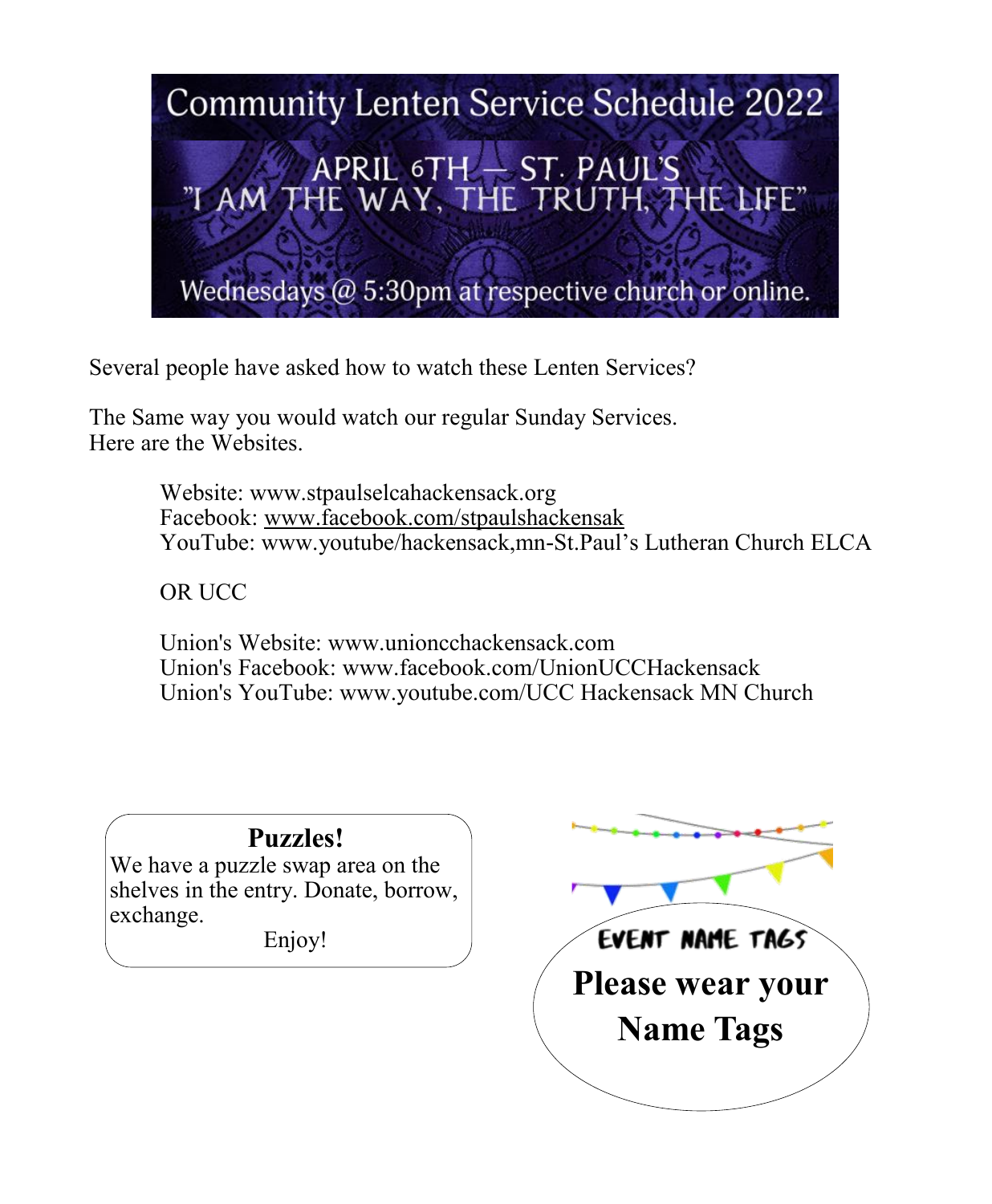# Community Lenten Service Schedule 2022

APRIL 6TH — ST. PAUL'S
"I AM THE WAY, THE TRUTH, THE LIFE"

Wednesdays @ 5:30pm at respective church or online.

Several people have asked how to watch these Lenten Services?

The Same way you would watch our regular Sunday Services.
Here are the Websites.

> Website: www.stpaulselcahackensack.org
> Facebook: www.facebook.com/stpaulshackensak
> YouTube: www.youtube/hackensack,mn-St.Paul's Lutheran Church ELCA
>
> OR UCC
>
> Union's Website: www.unioncchackensack.com
> Union's Facebook: www.facebook.com/UnionUCCHackensack
> Union's YouTube: www.youtube.com/UCC Hackensack MN Church

**Puzzles!**

We have a puzzle swap area on the shelves in the entry. Donate, borrow, exchange.

Enjoy!

EVENT NAME TAGS

**Please wear your Name Tags**